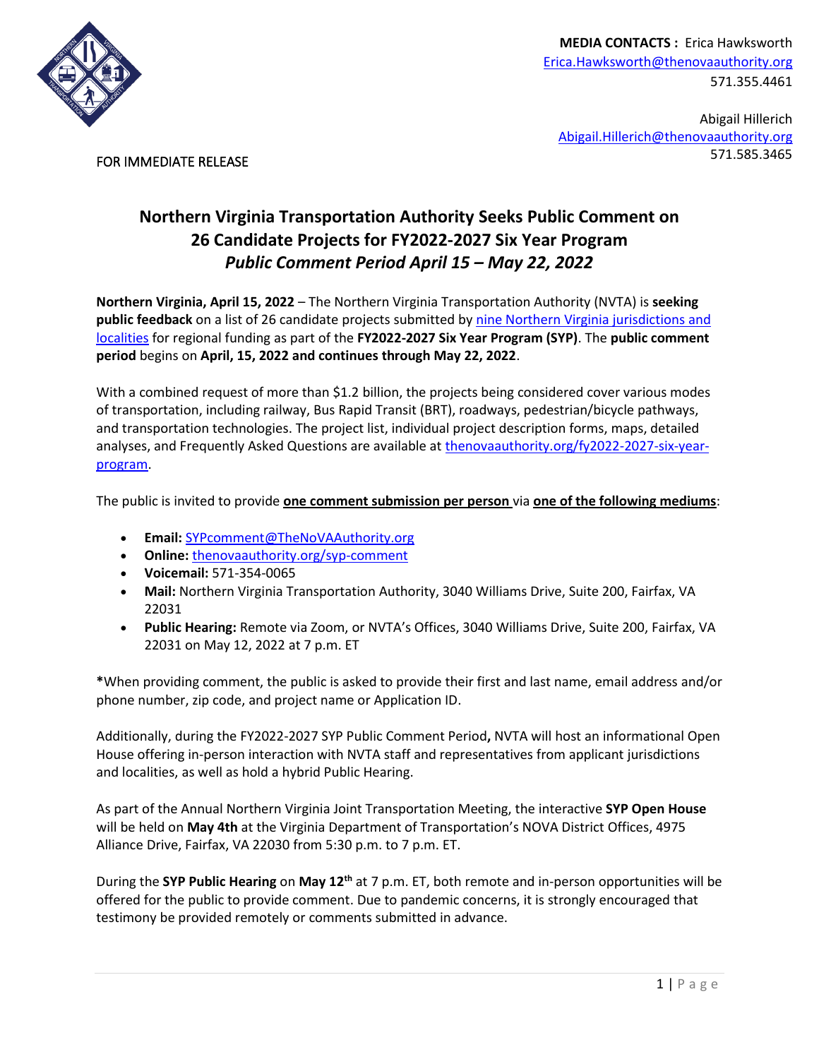**MEDIA CONTACTS :** Erica Hawksworth
Erica.Hawksworth@thenovaauthority.org
571.355.4461

Abigail Hillerich
Abigail.Hillerich@thenovaauthority.org
571.585.3465

FOR IMMEDIATE RELEASE

# Northern Virginia Transportation Authority Seeks Public Comment on 26 Candidate Projects for FY2022-2027 Six Year Program

## *Public Comment Period April 15 – May 22, 2022*

**Northern Virginia, April 15, 2022** – The Northern Virginia Transportation Authority (NVTA) is **seeking public feedback** on a list of 26 candidate projects submitted by [nine Northern Virginia jurisdictions and localities](nine Northern Virginia jurisdictions and localities) for regional funding as part of the **FY2022-2027 Six Year Program (SYP)**. The **public comment period** begins on **April, 15, 2022 and continues through May 22, 2022**.

With a combined request of more than $1.2 billion, the projects being considered cover various modes of transportation, including railway, Bus Rapid Transit (BRT), roadways, pedestrian/bicycle pathways, and transportation technologies. The project list, individual project description forms, maps, detailed analyses, and Frequently Asked Questions are available at thenovaauthority.org/fy2022-2027-six-year-program.

The public is invited to provide **one comment submission per person** via **one of the following mediums**:

- **Email:** SYPcomment@TheNoVAAuthority.org
- **Online:** thenovaauthority.org/syp-comment
- **Voicemail:** 571-354-0065
- **Mail:** Northern Virginia Transportation Authority, 3040 Williams Drive, Suite 200, Fairfax, VA 22031
- **Public Hearing:** Remote via Zoom, or NVTA's Offices, 3040 Williams Drive, Suite 200, Fairfax, VA 22031 on May 12, 2022 at 7 p.m. ET

**\***When providing comment, the public is asked to provide their first and last name, email address and/or phone number, zip code, and project name or Application ID.

Additionally, during the FY2022-2027 SYP Public Comment Period**,** NVTA will host an informational Open House offering in-person interaction with NVTA staff and representatives from applicant jurisdictions and localities, as well as hold a hybrid Public Hearing.

As part of the Annual Northern Virginia Joint Transportation Meeting, the interactive **SYP Open House** will be held on **May 4th** at the Virginia Department of Transportation's NOVA District Offices, 4975 Alliance Drive, Fairfax, VA 22030 from 5:30 p.m. to 7 p.m. ET.

During the **SYP Public Hearing** on **May 12th** at 7 p.m. ET, both remote and in-person opportunities will be offered for the public to provide comment. Due to pandemic concerns, it is strongly encouraged that testimony be provided remotely or comments submitted in advance.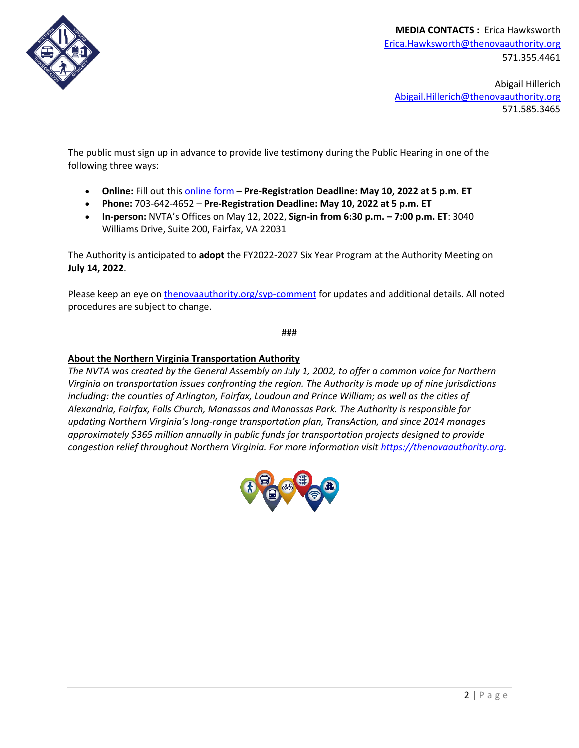**MEDIA CONTACTS :** Erica Hawksworth
Erica.Hawksworth@thenovaauthority.org
571.355.4461

Abigail Hillerich
Abigail.Hillerich@thenovaauthority.org
571.585.3465

The public must sign up in advance to provide live testimony during the Public Hearing in one of the following three ways:

- **Online:** Fill out this online form – **Pre-Registration Deadline: May 10, 2022 at 5 p.m. ET**
- **Phone:** 703-642-4652 – **Pre-Registration Deadline: May 10, 2022 at 5 p.m. ET**
- **In-person:** NVTA's Offices on May 12, 2022, **Sign-in from 6:30 p.m. – 7:00 p.m. ET**: 3040 Williams Drive, Suite 200, Fairfax, VA 22031

The Authority is anticipated to **adopt** the FY2022-2027 Six Year Program at the Authority Meeting on **July 14, 2022**.

Please keep an eye on thenovaauthority.org/syp-comment for updates and additional details. All noted procedures are subject to change.

###

**About the Northern Virginia Transportation Authority**

*The NVTA was created by the General Assembly on July 1, 2002, to offer a common voice for Northern Virginia on transportation issues confronting the region. The Authority is made up of nine jurisdictions including: the counties of Arlington, Fairfax, Loudoun and Prince William; as well as the cities of Alexandria, Fairfax, Falls Church, Manassas and Manassas Park. The Authority is responsible for updating Northern Virginia's long-range transportation plan, TransAction, and since 2014 manages approximately $365 million annually in public funds for transportation projects designed to provide congestion relief throughout Northern Virginia. For more information visit https://thenovaauthority.org.*